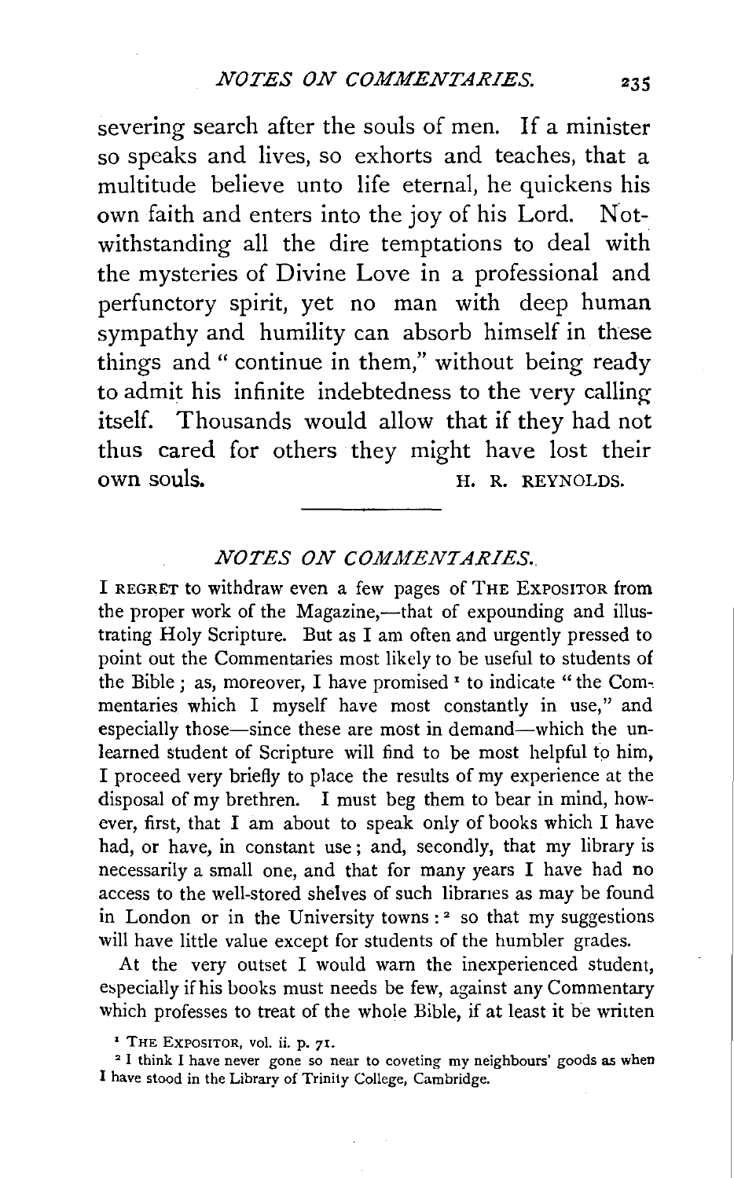severing search after the souls of men. If a minister so speaks and lives, so exhorts and teaches, that a multitude believe unto life eternal, he quickens his own faith and enters into the joy of his Lord. Notwithstanding all the dire temptations to deal with the mysteries of Divine Love in a professional and perfunctory spirit, yet no man with deep human sympathy and humility can absorb himself in these things and "continue in them," without being ready to admit his infinite indebtedness to the very calling itself. Thousands would allow that if they had not thus cared for others they might have lost their own souls.

H. R. REYNOLDS.

---

## *NOTES ON COMMENTARIES.*

I REGRET to withdraw even a few pages of THE EXPOSITOR from the proper work of the Magazine,—that of expounding and illustrating Holy Scripture. But as I am often and urgently pressed to point out the Commentaries most likely to be useful to students of the Bible; as, moreover, I have promised [1] to indicate "the Commentaries which I myself have most constantly in use," and especially those—since these are most in demand—which the unlearned student of Scripture will find to be most helpful to him, I proceed very briefly to place the results of my experience at the disposal of my brethren. I must beg them to bear in mind, however, first, that I am about to speak only of books which I have had, or have, in constant use; and, secondly, that my library is necessarily a small one, and that for many years I have had no access to the well-stored shelves of such libraries as may be found in London or in the University towns: [2] so that my suggestions will have little value except for students of the humbler grades.

At the very outset I would warn the inexperienced student, especially if his books must needs be few, against any Commentary which professes to treat of the whole Bible, if at least it be written

[1] THE EXPOSITOR, vol. ii. p. 71.

[2] I think I have never gone so near to coveting my neighbours' goods as when I have stood in the Library of Trinity College, Cambridge.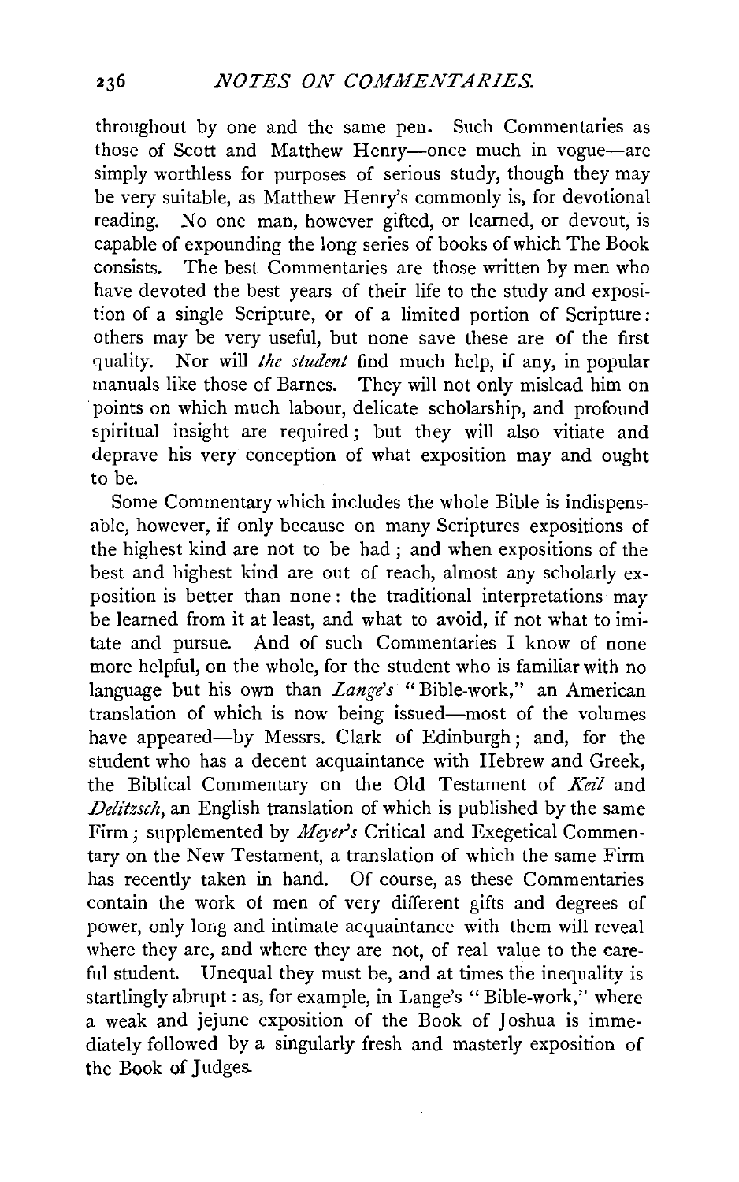throughout by one and the same pen. Such Commentaries as those of Scott and Matthew Henry—once much in vogue—are simply worthless for purposes of serious study, though they may be very suitable, as Matthew Henry's commonly is, for devotional reading. No one man, however gifted, or learned, or devout, is capable of expounding the long series of books of which The Book consists. The best Commentaries are those written by men who have devoted the best years of their life to the study and exposition of a single Scripture, or of a limited portion of Scripture: others may be very useful, but none save these are of the first quality. Nor will *the student* find much help, if any, in popular manuals like those of Barnes. They will not only mislead him on points on which much labour, delicate scholarship, and profound spiritual insight are required; but they will also vitiate and deprave his very conception of what exposition may and ought to be.

Some Commentary which includes the whole Bible is indispensable, however, if only because on many Scriptures expositions of the highest kind are not to be had; and when expositions of the best and highest kind are out of reach, almost any scholarly exposition is better than none: the traditional interpretations may be learned from it at least, and what to avoid, if not what to imitate and pursue. And of such Commentaries I know of none more helpful, on the whole, for the student who is familiar with no language but his own than *Lange's* "Bible-work," an American translation of which is now being issued—most of the volumes have appeared—by Messrs. Clark of Edinburgh; and, for the student who has a decent acquaintance with Hebrew and Greek, the Biblical Commentary on the Old Testament of *Keil* and *Delitzsch*, an English translation of which is published by the same Firm; supplemented by *Meyer's* Critical and Exegetical Commentary on the New Testament, a translation of which the same Firm has recently taken in hand. Of course, as these Commentaries contain the work of men of very different gifts and degrees of power, only long and intimate acquaintance with them will reveal where they are, and where they are not, of real value to the careful student. Unequal they must be, and at times the inequality is startlingly abrupt: as, for example, in Lange's "Bible-work," where a weak and jejune exposition of the Book of Joshua is immediately followed by a singularly fresh and masterly exposition of the Book of Judges.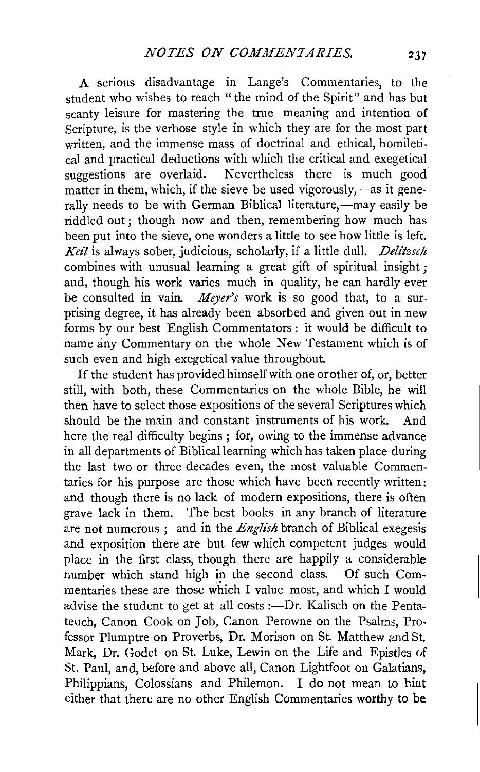A serious disadvantage in Lange's Commentaries, to the student who wishes to reach "the mind of the Spirit" and has but scanty leisure for mastering the true meaning and intention of Scripture, is the verbose style in which they are for the most part written, and the immense mass of doctrinal and ethical, homiletical and practical deductions with which the critical and exegetical suggestions are overlaid. Nevertheless there is much good matter in them, which, if the sieve be used vigorously,—as it generally needs to be with German Biblical literature,—may easily be riddled out; though now and then, remembering how much has been put into the sieve, one wonders a little to see how little is left. *Keil* is always sober, judicious, scholarly, if a little dull. *Delitzsch* combines with unusual learning a great gift of spiritual insight; and, though his work varies much in quality, he can hardly ever be consulted in vain. *Meyer's* work is so good that, to a surprising degree, it has already been absorbed and given out in new forms by our best English Commentators: it would be difficult to name any Commentary on the whole New Testament which is of such even and high exegetical value throughout.

If the student has provided himself with one or other of, or, better still, with both, these Commentaries on the whole Bible, he will then have to select those expositions of the several Scriptures which should be the main and constant instruments of his work. And here the real difficulty begins; for, owing to the immense advance in all departments of Biblical learning which has taken place during the last two or three decades even, the most valuable Commentaries for his purpose are those which have been recently written: and though there is no lack of modern expositions, there is often grave lack in them. The best books in any branch of literature are not numerous; and in the *English* branch of Biblical exegesis and exposition there are but few which competent judges would place in the first class, though there are happily a considerable number which stand high in the second class. Of such Commentaries these are those which I value most, and which I would advise the student to get at all costs:—Dr. Kalisch on the Pentateuch, Canon Cook on Job, Canon Perowne on the Psalms, Professor Plumptre on Proverbs, Dr. Morison on St. Matthew and St. Mark, Dr. Godet on St. Luke, Lewin on the Life and Epistles of St. Paul, and, before and above all, Canon Lightfoot on Galatians, Philippians, Colossians and Philemon. I do not mean to hint either that there are no other English Commentaries worthy to be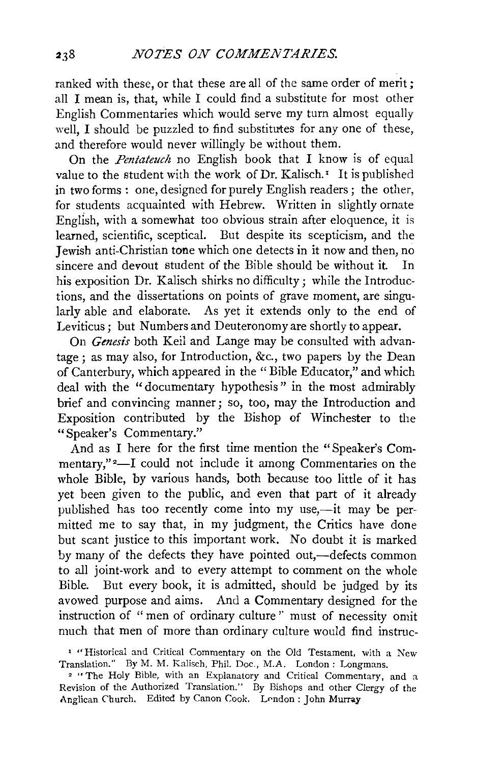ranked with these, or that these are all of the same order of merit; all I mean is, that, while I could find a substitute for most other English Commentaries which would serve my turn almost equally well, I should be puzzled to find substitutes for any one of these, and therefore would never willingly be without them.

On the *Pentateuch* no English book that I know is of equal value to the student with the work of Dr. Kalisch.[1] It is published in two forms: one, designed for purely English readers; the other, for students acquainted with Hebrew. Written in slightly ornate English, with a somewhat too obvious strain after eloquence, it is learned, scientific, sceptical. But despite its scepticism, and the Jewish anti-Christian tone which one detects in it now and then, no sincere and devout student of the Bible should be without it. In his exposition Dr. Kalisch shirks no difficulty; while the Introductions, and the dissertations on points of grave moment, are singularly able and elaborate. As yet it extends only to the end of Leviticus; but Numbers and Deuteronomy are shortly to appear.

On *Genesis* both Keil and Lange may be consulted with advantage; as may also, for Introduction, &c., two papers by the Dean of Canterbury, which appeared in the "Bible Educator," and which deal with the "documentary hypothesis" in the most admirably brief and convincing manner; so, too, may the Introduction and Exposition contributed by the Bishop of Winchester to the "Speaker's Commentary."

And as I here for the first time mention the "Speaker's Commentary,"[2]—I could not include it among Commentaries on the whole Bible, by various hands, both because too little of it has yet been given to the public, and even that part of it already published has too recently come into my use,—it may be permitted me to say that, in my judgment, the Critics have done but scant justice to this important work. No doubt it is marked by many of the defects they have pointed out,—defects common to all joint-work and to every attempt to comment on the whole Bible. But every book, it is admitted, should be judged by its avowed purpose and aims. And a Commentary designed for the instruction of "men of ordinary culture" must of necessity omit much that men of more than ordinary culture would find instruc-

[1] "Historical and Critical Commentary on the Old Testament, with a New Translation." By M. M. Kalisch, Phil. Doc., M.A. London: Longmans.

[2] "The Holy Bible, with an Explanatory and Critical Commentary, and a Revision of the Authorized Translation." By Bishops and other Clergy of the Anglican Church. Edited by Canon Cook. London: John Murray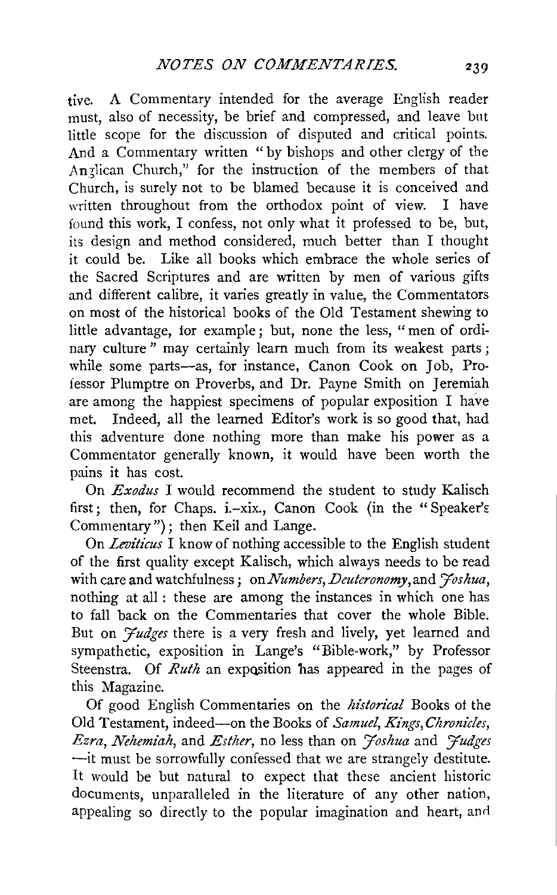tive. A Commentary intended for the average English reader must, also of necessity, be brief and compressed, and leave but little scope for the discussion of disputed and critical points. And a Commentary written "by bishops and other clergy of the Anglican Church," for the instruction of the members of that Church, is surely not to be blamed because it is conceived and written throughout from the orthodox point of view. I have found this work, I confess, not only what it professed to be, but, its design and method considered, much better than I thought it could be. Like all books which embrace the whole series of the Sacred Scriptures and are written by men of various gifts and different calibre, it varies greatly in value, the Commentators on most of the historical books of the Old Testament shewing to little advantage, for example; but, none the less, "men of ordinary culture" may certainly learn much from its weakest parts; while some parts—as, for instance, Canon Cook on Job, Professor Plumptre on Proverbs, and Dr. Payne Smith on Jeremiah are among the happiest specimens of popular exposition I have met. Indeed, all the learned Editor's work is so good that, had this adventure done nothing more than make his power as a Commentator generally known, it would have been worth the pains it has cost.

On *Exodus* I would recommend the student to study Kalisch first; then, for Chaps. i.–xix., Canon Cook (in the "Speaker's Commentary"); then Keil and Lange.

On *Leviticus* I know of nothing accessible to the English student of the first quality except Kalisch, which always needs to be read with care and watchfulness; on *Numbers*, *Deuteronomy*, and *Joshua*, nothing at all: these are among the instances in which one has to fall back on the Commentaries that cover the whole Bible. But on *Judges* there is a very fresh and lively, yet learned and sympathetic, exposition in Lange's "Bible-work," by Professor Steenstra. Of *Ruth* an exposition has appeared in the pages of this Magazine.

Of good English Commentaries on the *historical* Books of the Old Testament, indeed—on the Books of *Samuel*, *Kings*, *Chronicles*, *Ezra*, *Nehemiah*, and *Esther*, no less than on *Joshua* and *Judges* —it must be sorrowfully confessed that we are strangely destitute. It would be but natural to expect that these ancient historic documents, unparalleled in the literature of any other nation, appealing so directly to the popular imagination and heart, and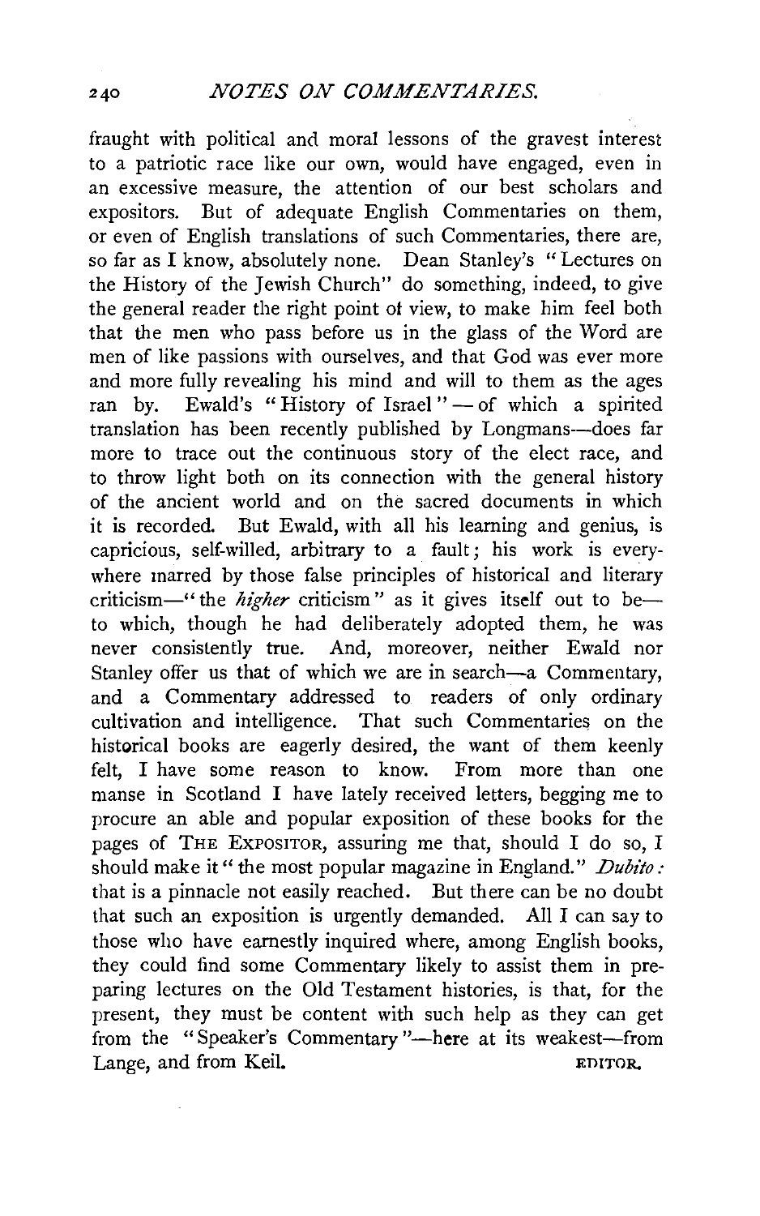fraught with political and moral lessons of the gravest interest to a patriotic race like our own, would have engaged, even in an excessive measure, the attention of our best scholars and expositors. But of adequate English Commentaries on them, or even of English translations of such Commentaries, there are, so far as I know, absolutely none. Dean Stanley's "Lectures on the History of the Jewish Church" do something, indeed, to give the general reader the right point of view, to make him feel both that the men who pass before us in the glass of the Word are men of like passions with ourselves, and that God was ever more and more fully revealing his mind and will to them as the ages ran by. Ewald's "History of Israel" — of which a spirited translation has been recently published by Longmans—does far more to trace out the continuous story of the elect race, and to throw light both on its connection with the general history of the ancient world and on the sacred documents in which it is recorded. But Ewald, with all his learning and genius, is capricious, self-willed, arbitrary to a fault; his work is everywhere marred by those false principles of historical and literary criticism—"the *higher* criticism" as it gives itself out to be—to which, though he had deliberately adopted them, he was never consistently true. And, moreover, neither Ewald nor Stanley offer us that of which we are in search—a Commentary, and a Commentary addressed to readers of only ordinary cultivation and intelligence. That such Commentaries on the historical books are eagerly desired, the want of them keenly felt, I have some reason to know. From more than one manse in Scotland I have lately received letters, begging me to procure an able and popular exposition of these books for the pages of THE EXPOSITOR, assuring me that, should I do so, I should make it "the most popular magazine in England." *Dubito:* that is a pinnacle not easily reached. But there can be no doubt that such an exposition is urgently demanded. All I can say to those who have earnestly inquired where, among English books, they could find some Commentary likely to assist them in preparing lectures on the Old Testament histories, is that, for the present, they must be content with such help as they can get from the "Speaker's Commentary"—here at its weakest—from Lange, and from Keil.

EDITOR.